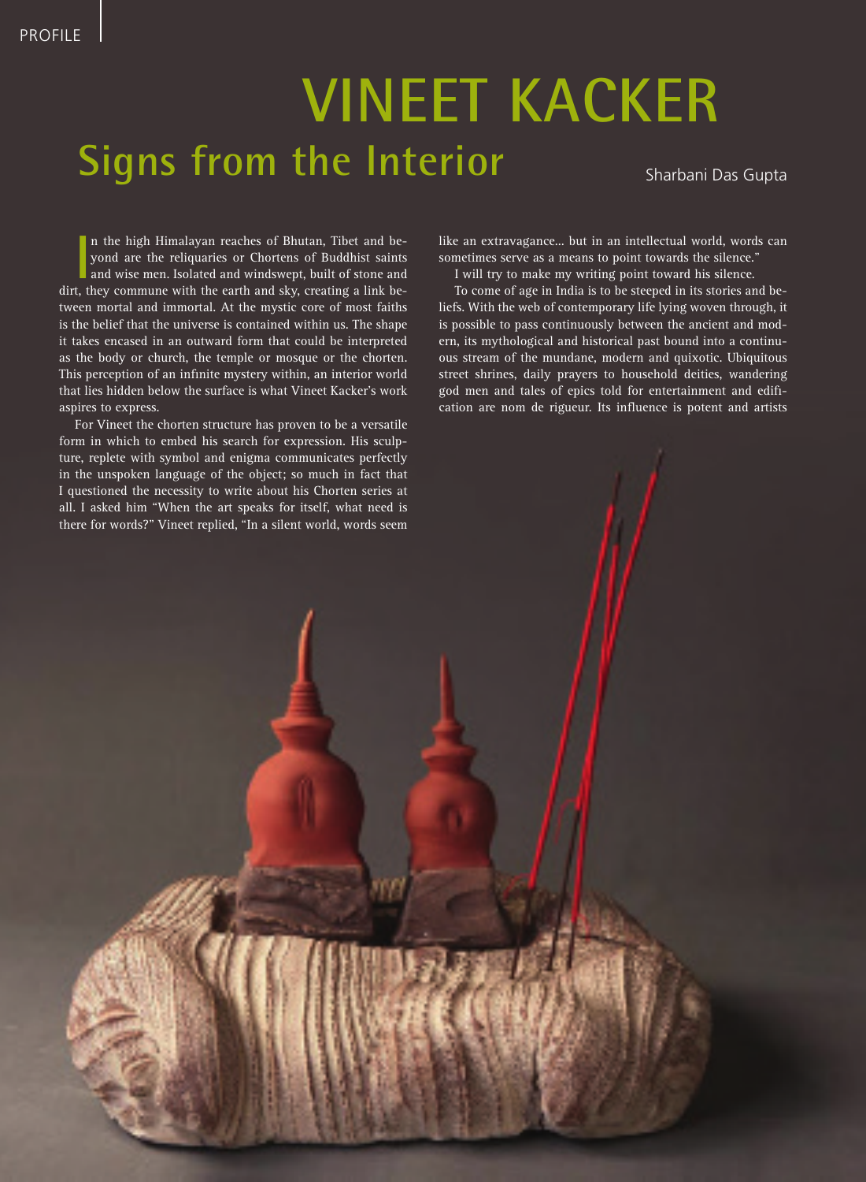PROFILE

# VINEET KACKER

## Signs from the Interior

Sharbani Das Gupta

In the high Himalayan reaches of Bhutan, Tibet and beyond are the reliquaries or Chortens of Buddhist saints and wise men. Isolated and windswept, built of stone and dirt, they commune with the earth and sky, creating a link between mortal and immortal. At the mystic core of most faiths is the belief that the universe is contained within us. The shape it takes encased in an outward form that could be interpreted as the body or church, the temple or mosque or the chorten. This perception of an infinite mystery within, an interior world that lies hidden below the surface is what Vineet Kacker's work aspires to express.

For Vineet the chorten structure has proven to be a versatile form in which to embed his search for expression. His sculpture, replete with symbol and enigma communicates perfectly in the unspoken language of the object; so much in fact that I questioned the necessity to write about his Chorten series at all. I asked him "When the art speaks for itself, what need is there for words?" Vineet replied, "In a silent world, words seem like an extravagance... but in an intellectual world, words can sometimes serve as a means to point towards the silence."

I will try to make my writing point toward his silence.

To come of age in India is to be steeped in its stories and beliefs. With the web of contemporary life lying woven through, it is possible to pass continuously between the ancient and modern, its mythological and historical past bound into a continuous stream of the mundane, modern and quixotic. Ubiquitous street shrines, daily prayers to household deities, wandering god men and tales of epics told for entertainment and edification are nom de rigueur. Its influence is potent and artists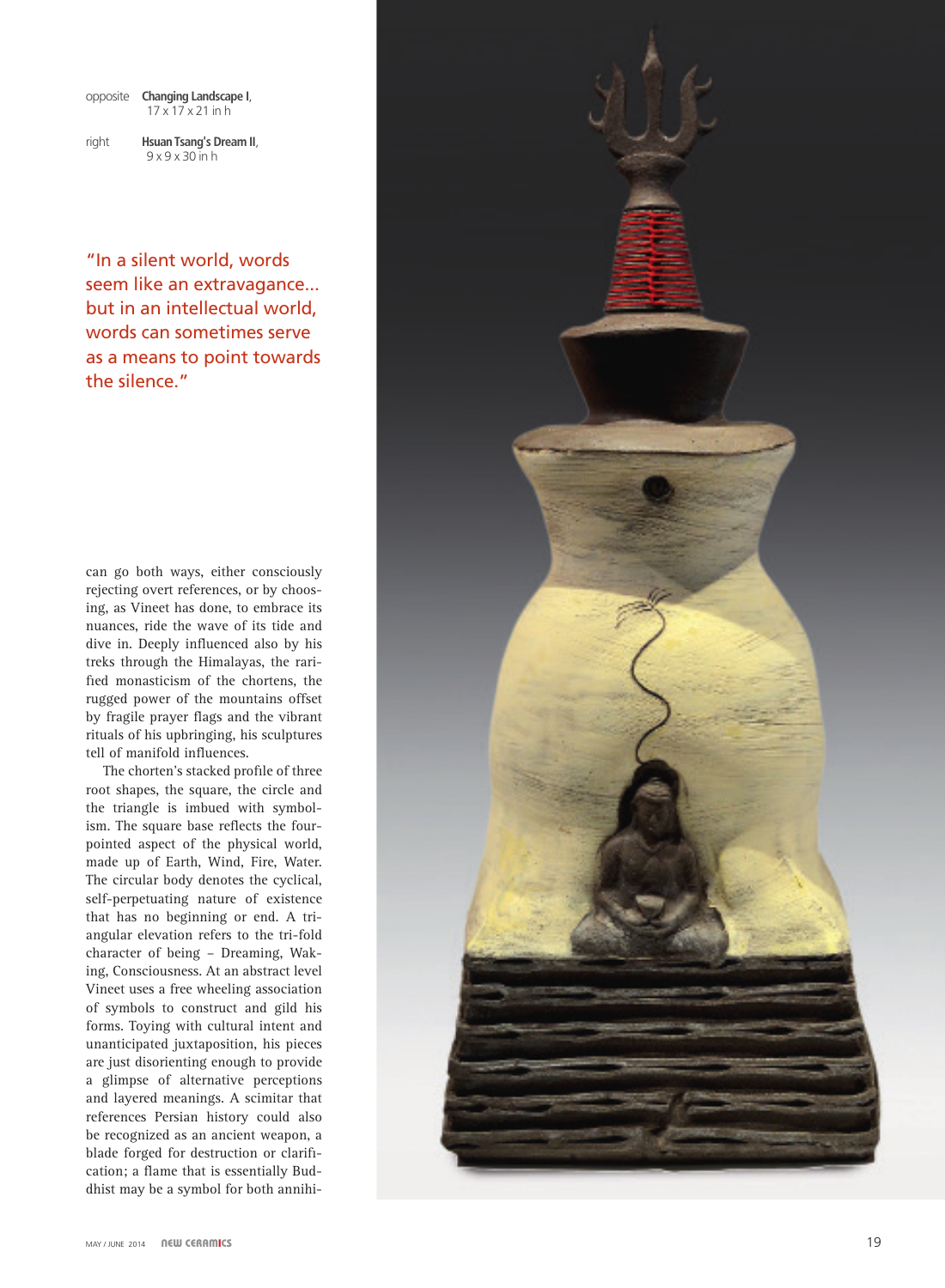opposite **Changing Landscape I**, 17 x 17 x 21 in h

right **Hsuan Tsang's Dream II**, 9 x 9 x 30 in h

"In a silent world, words seem like an extravagance... but in an intellectual world, words can sometimes serve as a means to point towards the silence."

can go both ways, either consciously rejecting overt references, or by choosing, as Vineet has done, to embrace its nuances, ride the wave of its tide and dive in. Deeply influenced also by his treks through the Himalayas, the rarified monasticism of the chortens, the rugged power of the mountains offset by fragile prayer flags and the vibrant rituals of his upbringing, his sculptures tell of manifold influences.

The chorten's stacked profile of three root shapes, the square, the circle and the triangle is imbued with symbolism. The square base reflects the four-pointed aspect of the physical world, made up of Earth, Wind, Fire, Water. The circular body denotes the cyclical, self-perpetuating nature of existence that has no beginning or end. A triangular elevation refers to the tri-fold character of being – Dreaming, Waking, Consciousness. At an abstract level Vineet uses a free wheeling association of symbols to construct and gild his forms. Toying with cultural intent and unanticipated juxtaposition, his pieces are just disorienting enough to provide a glimpse of alternative perceptions and layered meanings. A scimitar that references Persian history could also be recognized as an ancient weapon, a blade forged for destruction or clarification; a flame that is essentially Buddhist may be a symbol for both annihi-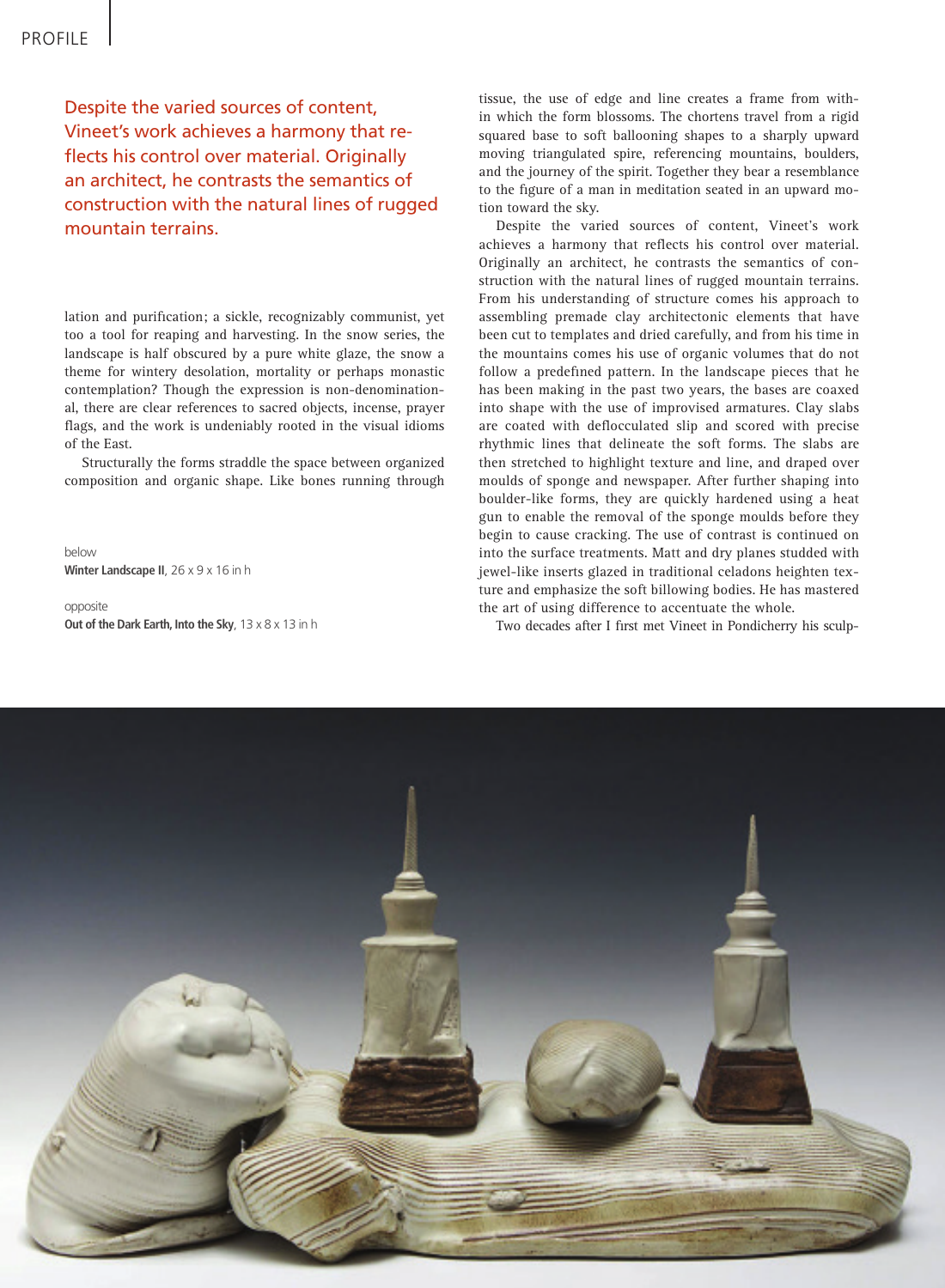> Despite the varied sources of content, Vineet's work achieves a harmony that reflects his control over material. Originally an architect, he contrasts the semantics of construction with the natural lines of rugged mountain terrains.

lation and purification; a sickle, recognizably communist, yet too a tool for reaping and harvesting. In the snow series, the landscape is half obscured by a pure white glaze, the snow a theme for wintery desolation, mortality or perhaps monastic contemplation? Though the expression is non-denominational, there are clear references to sacred objects, incense, prayer flags, and the work is undeniably rooted in the visual idioms of the East.

Structurally the forms straddle the space between organized composition and organic shape. Like bones running through tissue, the use of edge and line creates a frame from within which the form blossoms. The chortens travel from a rigid squared base to soft ballooning shapes to a sharply upward moving triangulated spire, referencing mountains, boulders, and the journey of the spirit. Together they bear a resemblance to the figure of a man in meditation seated in an upward motion toward the sky.

Despite the varied sources of content, Vineet's work achieves a harmony that reflects his control over material. Originally an architect, he contrasts the semantics of construction with the natural lines of rugged mountain terrains. From his understanding of structure comes his approach to assembling premade clay architectonic elements that have been cut to templates and dried carefully, and from his time in the mountains comes his use of organic volumes that do not follow a predefined pattern. In the landscape pieces that he has been making in the past two years, the bases are coaxed into shape with the use of improvised armatures. Clay slabs are coated with deflocculated slip and scored with precise rhythmic lines that delineate the soft forms. The slabs are then stretched to highlight texture and line, and draped over moulds of sponge and newspaper. After further shaping into boulder-like forms, they are quickly hardened using a heat gun to enable the removal of the sponge moulds before they begin to cause cracking. The use of contrast is continued on into the surface treatments. Matt and dry planes studded with jewel-like inserts glazed in traditional celadons heighten texture and emphasize the soft billowing bodies. He has mastered the art of using difference to accentuate the whole.

Two decades after I first met Vineet in Pondicherry his sculp-

below
**Winter Landscape II**, 26 x 9 x 16 in h

opposite
**Out of the Dark Earth, Into the Sky**, 13 x 8 x 13 in h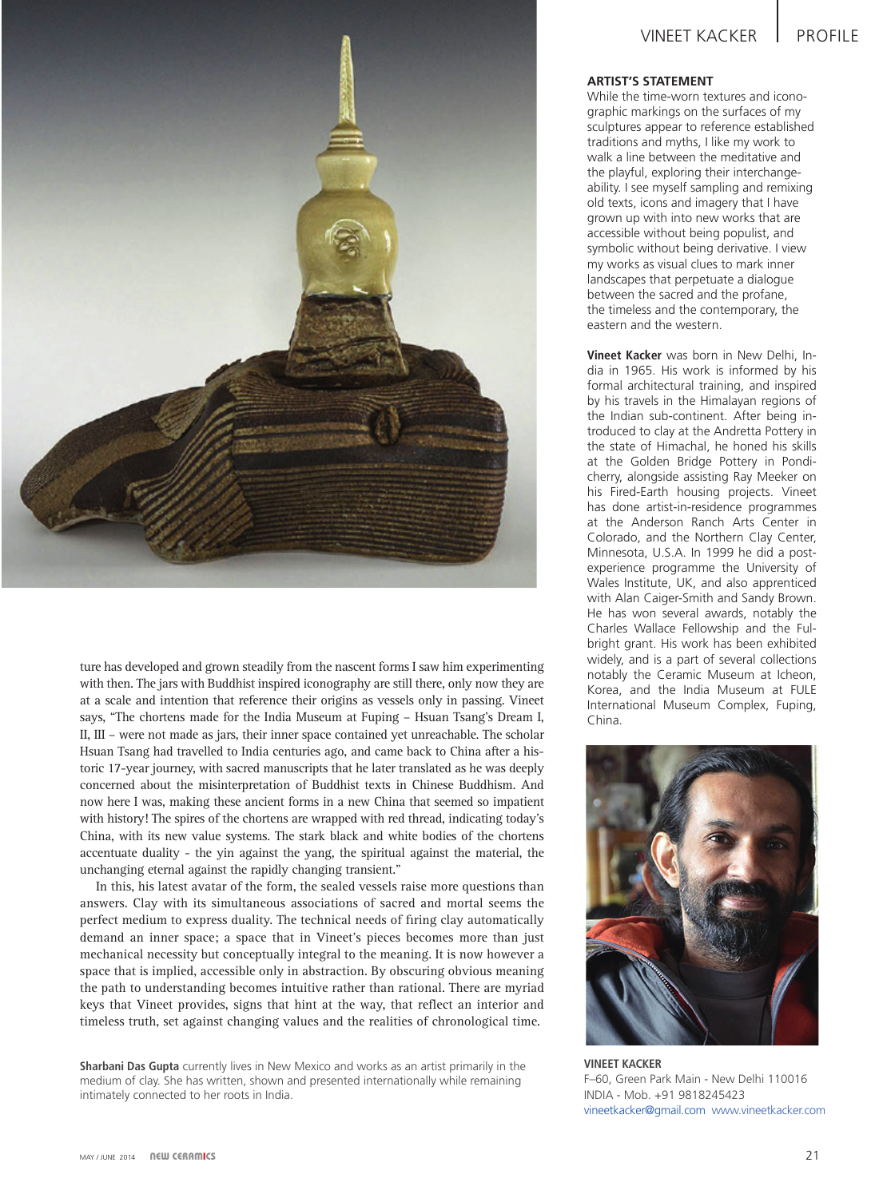ture has developed and grown steadily from the nascent forms I saw him experimenting with then. The jars with Buddhist inspired iconography are still there, only now they are at a scale and intention that reference their origins as vessels only in passing. Vineet says, "The chortens made for the India Museum at Fuping – Hsuan Tsang's Dream I, II, III – were not made as jars, their inner space contained yet unreachable. The scholar Hsuan Tsang had travelled to India centuries ago, and came back to China after a historic 17-year journey, with sacred manuscripts that he later translated as he was deeply concerned about the misinterpretation of Buddhist texts in Chinese Buddhism. And now here I was, making these ancient forms in a new China that seemed so impatient with history! The spires of the chortens are wrapped with red thread, indicating today's China, with its new value systems. The stark black and white bodies of the chortens accentuate duality - the yin against the yang, the spiritual against the material, the unchanging eternal against the rapidly changing transient."

In this, his latest avatar of the form, the sealed vessels raise more questions than answers. Clay with its simultaneous associations of sacred and mortal seems the perfect medium to express duality. The technical needs of firing clay automatically demand an inner space; a space that in Vineet's pieces becomes more than just mechanical necessity but conceptually integral to the meaning. It is now however a space that is implied, accessible only in abstraction. By obscuring obvious meaning the path to understanding becomes intuitive rather than rational. There are myriad keys that Vineet provides, signs that hint at the way, that reflect an interior and timeless truth, set against changing values and the realities of chronological time.

**Sharbani Das Gupta** currently lives in New Mexico and works as an artist primarily in the medium of clay. She has written, shown and presented internationally while remaining intimately connected to her roots in India.

### ARTIST'S STATEMENT

While the time-worn textures and iconographic markings on the surfaces of my sculptures appear to reference established traditions and myths, I like my work to walk a line between the meditative and the playful, exploring their interchangeability. I see myself sampling and remixing old texts, icons and imagery that I have grown up with into new works that are accessible without being populist, and symbolic without being derivative. I view my works as visual clues to mark inner landscapes that perpetuate a dialogue between the sacred and the profane, the timeless and the contemporary, the eastern and the western.

**Vineet Kacker** was born in New Delhi, India in 1965. His work is informed by his formal architectural training, and inspired by his travels in the Himalayan regions of the Indian sub-continent. After being introduced to clay at the Andretta Pottery in the state of Himachal, he honed his skills at the Golden Bridge Pottery in Pondicherry, alongside assisting Ray Meeker on his Fired-Earth housing projects. Vineet has done artist-in-residence programmes at the Anderson Ranch Arts Center in Colorado, and the Northern Clay Center, Minnesota, U.S.A. In 1999 he did a post-experience programme the University of Wales Institute, UK, and also apprenticed with Alan Caiger-Smith and Sandy Brown. He has won several awards, notably the Charles Wallace Fellowship and the Fulbright grant. His work has been exhibited widely, and is a part of several collections notably the Ceramic Museum at Icheon, Korea, and the India Museum at FULE International Museum Complex, Fuping, China.

**VINEET KACKER**
F–60, Green Park Main - New Delhi 110016
INDIA - Mob. +91 9818245423
vineetkacker@gmail.com www.vineetkacker.com